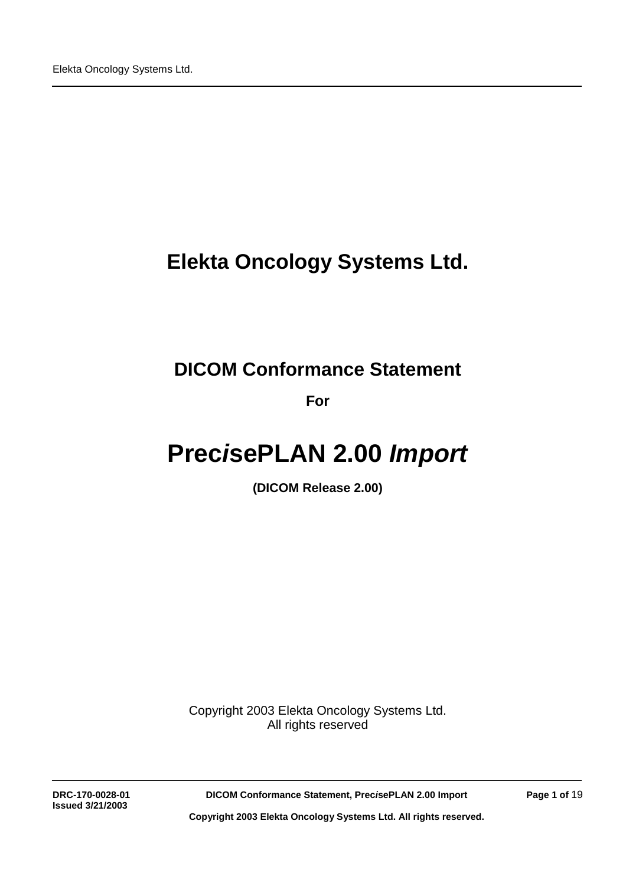# Elekta Oncology Systems Ltd.

## DICOM Conformance Statement

**For**

# Prec*is*ePLAN 2.00 *Import*

**(DICOM Release 2.00)**

Copyright 2003 Elekta Oncology Systems Ltd.
All rights reserved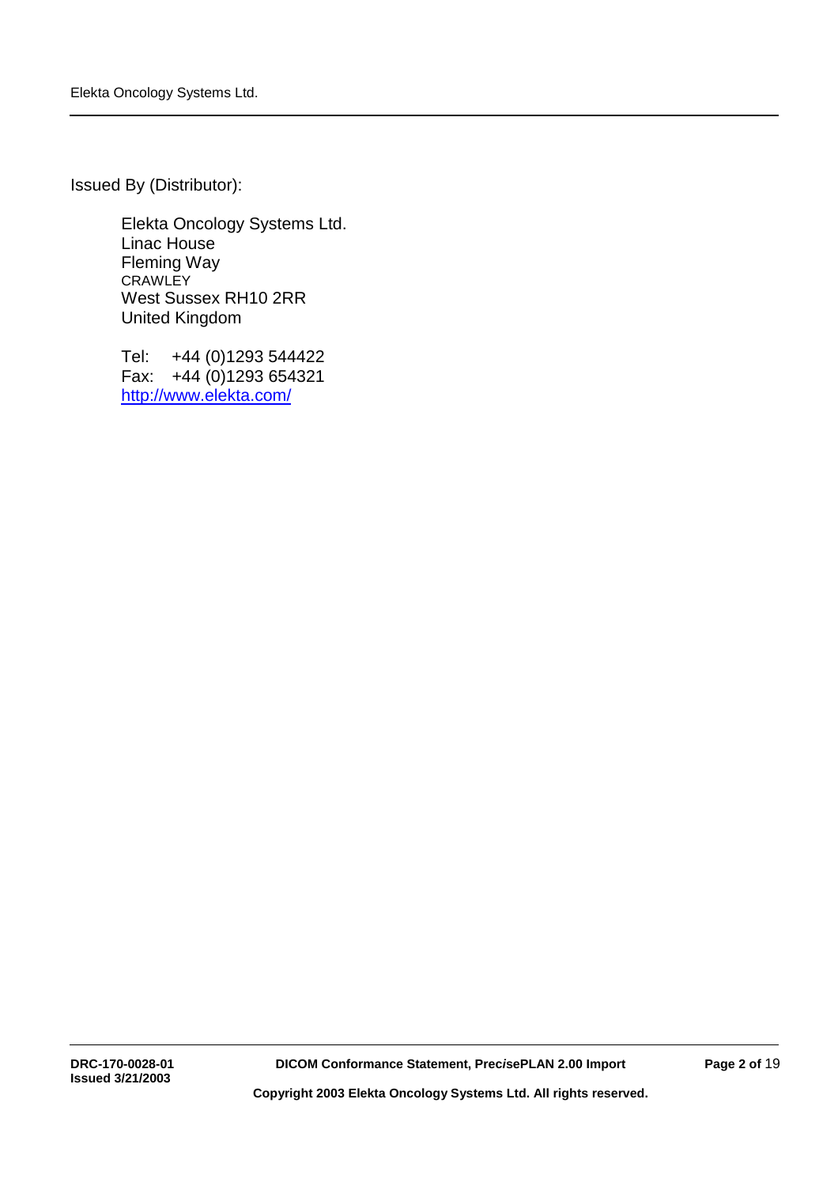Issued By (Distributor):

Elekta Oncology Systems Ltd.
Linac House
Fleming Way
CRAWLEY
West Sussex RH10 2RR
United Kingdom

Tel: +44 (0)1293 544422
Fax: +44 (0)1293 654321
http://www.elekta.com/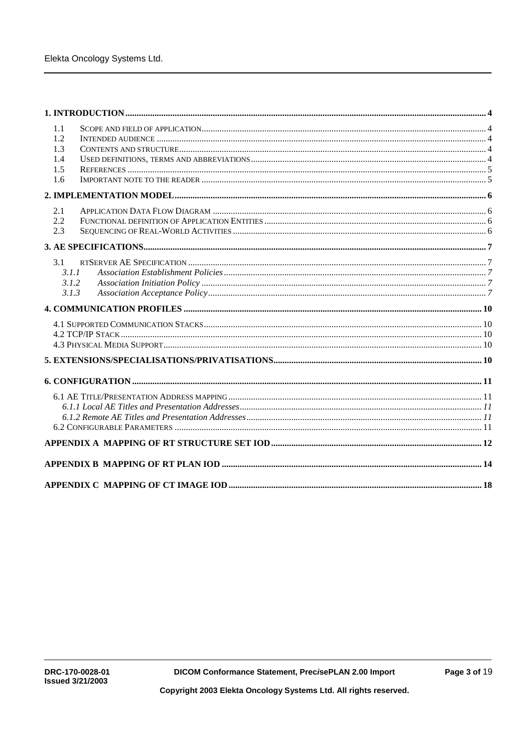**1. INTRODUCTION** .......... 4

- 1.1 SCOPE AND FIELD OF APPLICATION .......... 4
- 1.2 INTENDED AUDIENCE .......... 4
- 1.3 CONTENTS AND STRUCTURE .......... 4
- 1.4 USED DEFINITIONS, TERMS AND ABBREVIATIONS .......... 4
- 1.5 REFERENCES .......... 5
- 1.6 IMPORTANT NOTE TO THE READER .......... 5

**2. IMPLEMENTATION MODEL** .......... 6

- 2.1 APPLICATION DATA FLOW DIAGRAM .......... 6
- 2.2 FUNCTIONAL DEFINITION OF APPLICATION ENTITIES .......... 6
- 2.3 SEQUENCING OF REAL-WORLD ACTIVITIES .......... 6

**3. AE SPECIFICATIONS** .......... 7

- 3.1 RTSERVER AE SPECIFICATION .......... 7
  - *3.1.1 Association Establishment Policies* .......... *7*
  - *3.1.2 Association Initiation Policy* .......... *7*
  - *3.1.3 Association Acceptance Policy* .......... *7*

**4. COMMUNICATION PROFILES** .......... 10

- 4.1 SUPPORTED COMMUNICATION STACKS .......... 10
- 4.2 TCP/IP STACK .......... 10
- 4.3 PHYSICAL MEDIA SUPPORT .......... 10

**5. EXTENSIONS/SPECIALISATIONS/PRIVATISATIONS** .......... 10

**6. CONFIGURATION** .......... 11

- 6.1 AE TITLE/PRESENTATION ADDRESS MAPPING .......... 11
  - *6.1.1 Local AE Titles and Presentation Addresses* .......... *11*
  - *6.1.2 Remote AE Titles and Presentation Addresses* .......... *11*
- 6.2 CONFIGURABLE PARAMETERS .......... 11

**APPENDIX A MAPPING OF RT STRUCTURE SET IOD** .......... 12

**APPENDIX B MAPPING OF RT PLAN IOD** .......... 14

**APPENDIX C MAPPING OF CT IMAGE IOD** .......... 18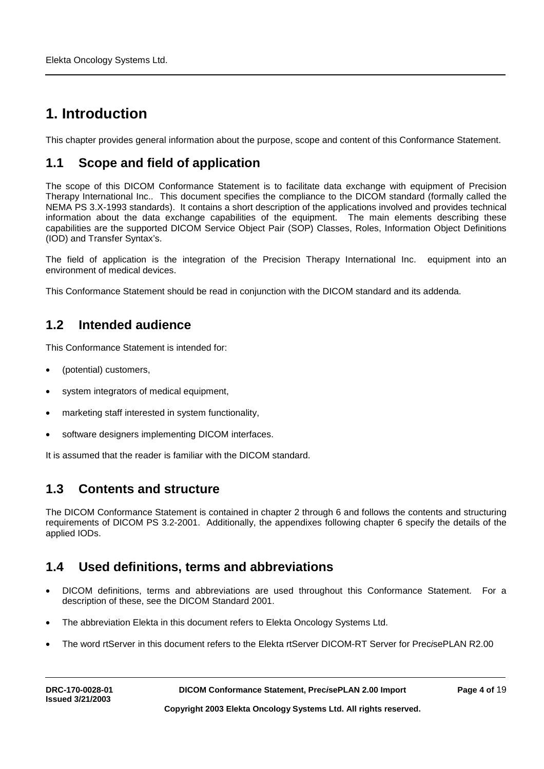# 1. Introduction

This chapter provides general information about the purpose, scope and content of this Conformance Statement.

## 1.1 Scope and field of application

The scope of this DICOM Conformance Statement is to facilitate data exchange with equipment of Precision Therapy International Inc.. This document specifies the compliance to the DICOM standard (formally called the NEMA PS 3.X-1993 standards). It contains a short description of the applications involved and provides technical information about the data exchange capabilities of the equipment. The main elements describing these capabilities are the supported DICOM Service Object Pair (SOP) Classes, Roles, Information Object Definitions (IOD) and Transfer Syntax's.

The field of application is the integration of the Precision Therapy International Inc. equipment into an environment of medical devices.

This Conformance Statement should be read in conjunction with the DICOM standard and its addenda.

## 1.2 Intended audience

This Conformance Statement is intended for:

- (potential) customers,
- system integrators of medical equipment,
- marketing staff interested in system functionality,
- software designers implementing DICOM interfaces.

It is assumed that the reader is familiar with the DICOM standard.

## 1.3 Contents and structure

The DICOM Conformance Statement is contained in chapter 2 through 6 and follows the contents and structuring requirements of DICOM PS 3.2-2001. Additionally, the appendixes following chapter 6 specify the details of the applied IODs.

## 1.4 Used definitions, terms and abbreviations

- DICOM definitions, terms and abbreviations are used throughout this Conformance Statement. For a description of these, see the DICOM Standard 2001.
- The abbreviation Elekta in this document refers to Elekta Oncology Systems Ltd.
- The word rtServer in this document refers to the Elekta rtServer DICOM-RT Server for Prec*i*sePLAN R2.00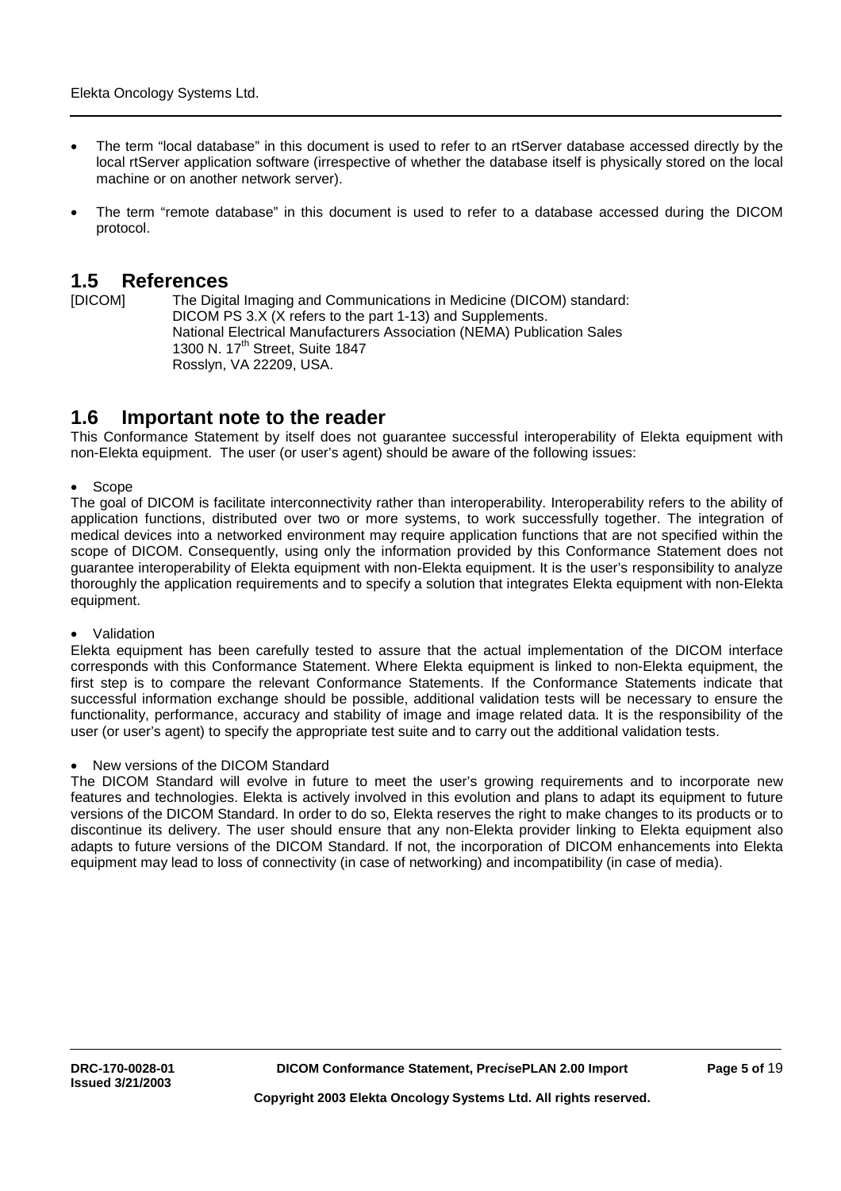- The term “local database” in this document is used to refer to an rtServer database accessed directly by the local rtServer application software (irrespective of whether the database itself is physically stored on the local machine or on another network server).
- The term “remote database” in this document is used to refer to a database accessed during the DICOM protocol.

## 1.5 References

[DICOM] The Digital Imaging and Communications in Medicine (DICOM) standard:
DICOM PS 3.X (X refers to the part 1-13) and Supplements.
National Electrical Manufacturers Association (NEMA) Publication Sales
1300 N. 17th Street, Suite 1847
Rosslyn, VA 22209, USA.

## 1.6 Important note to the reader

This Conformance Statement by itself does not guarantee successful interoperability of Elekta equipment with non-Elekta equipment. The user (or user’s agent) should be aware of the following issues:

- Scope

The goal of DICOM is facilitate interconnectivity rather than interoperability. Interoperability refers to the ability of application functions, distributed over two or more systems, to work successfully together. The integration of medical devices into a networked environment may require application functions that are not specified within the scope of DICOM. Consequently, using only the information provided by this Conformance Statement does not guarantee interoperability of Elekta equipment with non-Elekta equipment. It is the user’s responsibility to analyze thoroughly the application requirements and to specify a solution that integrates Elekta equipment with non-Elekta equipment.

- Validation

Elekta equipment has been carefully tested to assure that the actual implementation of the DICOM interface corresponds with this Conformance Statement. Where Elekta equipment is linked to non-Elekta equipment, the first step is to compare the relevant Conformance Statements. If the Conformance Statements indicate that successful information exchange should be possible, additional validation tests will be necessary to ensure the functionality, performance, accuracy and stability of image and image related data. It is the responsibility of the user (or user’s agent) to specify the appropriate test suite and to carry out the additional validation tests.

- New versions of the DICOM Standard

The DICOM Standard will evolve in future to meet the user’s growing requirements and to incorporate new features and technologies. Elekta is actively involved in this evolution and plans to adapt its equipment to future versions of the DICOM Standard. In order to do so, Elekta reserves the right to make changes to its products or to discontinue its delivery. The user should ensure that any non-Elekta provider linking to Elekta equipment also adapts to future versions of the DICOM Standard. If not, the incorporation of DICOM enhancements into Elekta equipment may lead to loss of connectivity (in case of networking) and incompatibility (in case of media).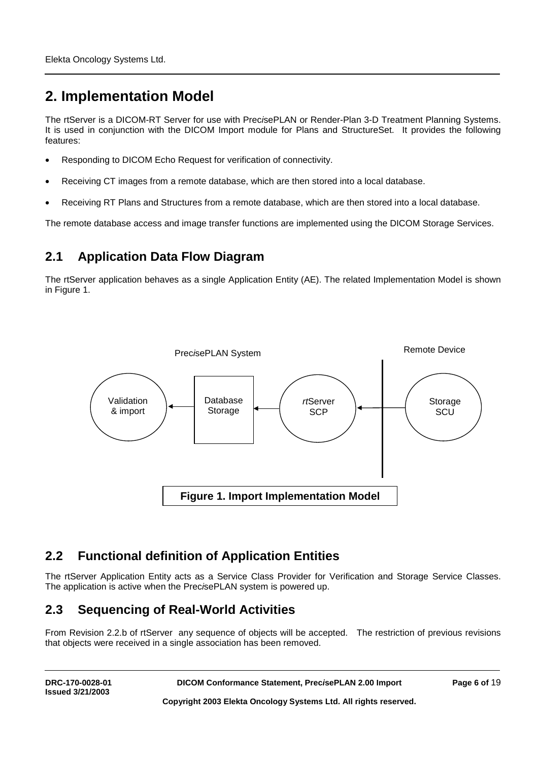# 2. Implementation Model

The rtServer is a DICOM-RT Server for use with Prec*i*sePLAN or Render-Plan 3-D Treatment Planning Systems. It is used in conjunction with the DICOM Import module for Plans and StructureSet. It provides the following features:

- Responding to DICOM Echo Request for verification of connectivity.
- Receiving CT images from a remote database, which are then stored into a local database.
- Receiving RT Plans and Structures from a remote database, which are then stored into a local database.

The remote database access and image transfer functions are implemented using the DICOM Storage Services.

## 2.1 Application Data Flow Diagram

The rtServer application behaves as a single Application Entity (AE). The related Implementation Model is shown in Figure 1.

Prec*i*sePLAN System — Remote Device

Validation & import ← Database Storage ← *rt*Server SCP ← Storage SCU

**Figure 1. Import Implementation Model**

## 2.2 Functional definition of Application Entities

The rtServer Application Entity acts as a Service Class Provider for Verification and Storage Service Classes. The application is active when the Prec*i*sePLAN system is powered up.

## 2.3 Sequencing of Real-World Activities

From Revision 2.2.b of rtServer any sequence of objects will be accepted. The restriction of previous revisions that objects were received in a single association has been removed.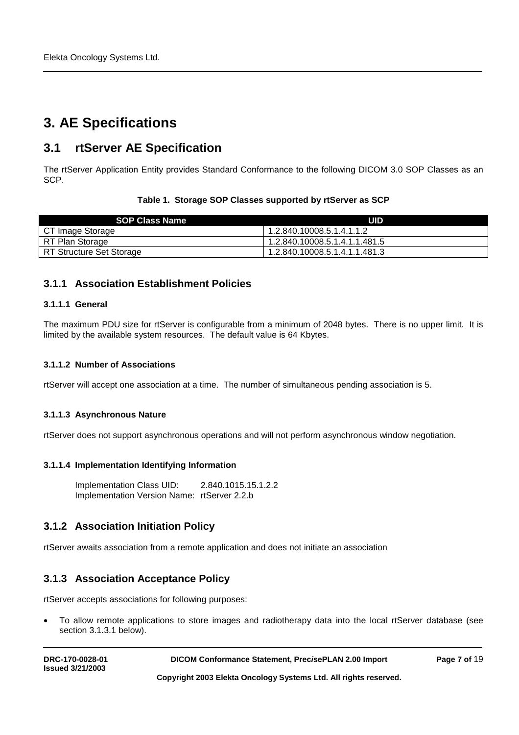# 3. AE Specifications

## 3.1 rtServer AE Specification

The rtServer Application Entity provides Standard Conformance to the following DICOM 3.0 SOP Classes as an SCP.

**Table 1. Storage SOP Classes supported by rtServer as SCP**

| SOP Class Name | UID |
|---|---|
| CT Image Storage | 1.2.840.10008.5.1.4.1.1.2 |
| RT Plan Storage | 1.2.840.10008.5.1.4.1.1.481.5 |
| RT Structure Set Storage | 1.2.840.10008.5.1.4.1.1.481.3 |

### 3.1.1 Association Establishment Policies

#### 3.1.1.1 General

The maximum PDU size for rtServer is configurable from a minimum of 2048 bytes. There is no upper limit. It is limited by the available system resources. The default value is 64 Kbytes.

#### 3.1.1.2 Number of Associations

rtServer will accept one association at a time. The number of simultaneous pending association is 5.

#### 3.1.1.3 Asynchronous Nature

rtServer does not support asynchronous operations and will not perform asynchronous window negotiation.

#### 3.1.1.4 Implementation Identifying Information

Implementation Class UID: 2.840.1015.15.1.2.2
Implementation Version Name: rtServer 2.2.b

### 3.1.2 Association Initiation Policy

rtServer awaits association from a remote application and does not initiate an association

### 3.1.3 Association Acceptance Policy

rtServer accepts associations for following purposes:

- To allow remote applications to store images and radiotherapy data into the local rtServer database (see section 3.1.3.1 below).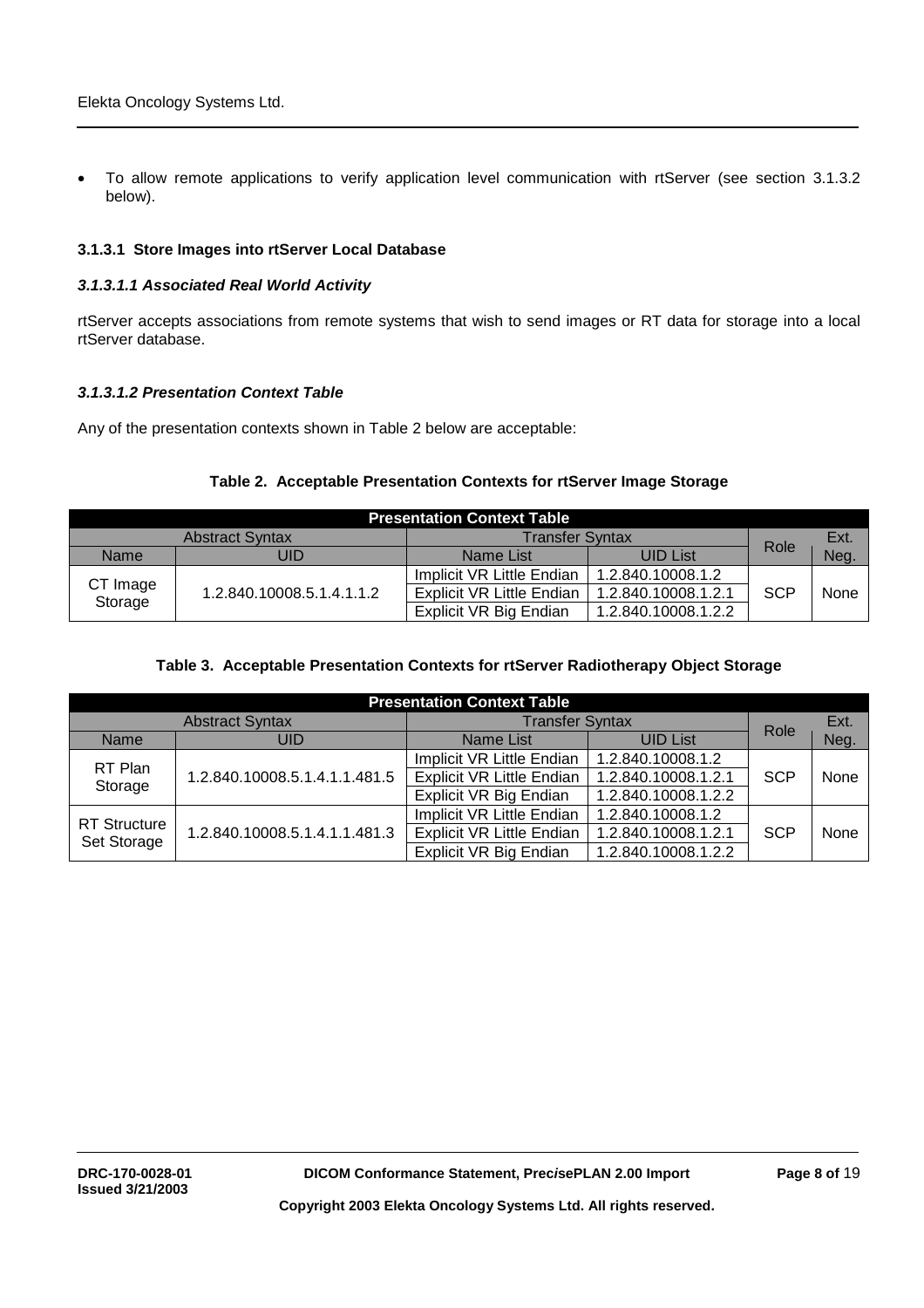- To allow remote applications to verify application level communication with rtServer (see section 3.1.3.2 below).

#### 3.1.3.1 Store Images into rtServer Local Database

##### *3.1.3.1.1 Associated Real World Activity*

rtServer accepts associations from remote systems that wish to send images or RT data for storage into a local rtServer database.

##### *3.1.3.1.2 Presentation Context Table*

Any of the presentation contexts shown in Table 2 below are acceptable:

**Table 2. Acceptable Presentation Contexts for rtServer Image Storage**

| Presentation Context Table | | | | | |
|---|---|---|---|---|---|
| Abstract Syntax | | Transfer Syntax | | Role | Ext. Neg. |
| Name | UID | Name List | UID List | | |
| CT Image Storage | 1.2.840.10008.5.1.4.1.1.2 | Implicit VR Little Endian | 1.2.840.10008.1.2 | SCP | None |
| | | Explicit VR Little Endian | 1.2.840.10008.1.2.1 | | |
| | | Explicit VR Big Endian | 1.2.840.10008.1.2.2 | | |

**Table 3. Acceptable Presentation Contexts for rtServer Radiotherapy Object Storage**

| Presentation Context Table | | | | | |
|---|---|---|---|---|---|
| Abstract Syntax | | Transfer Syntax | | Role | Ext. Neg. |
| Name | UID | Name List | UID List | | |
| RT Plan Storage | 1.2.840.10008.5.1.4.1.1.481.5 | Implicit VR Little Endian | 1.2.840.10008.1.2 | SCP | None |
| | | Explicit VR Little Endian | 1.2.840.10008.1.2.1 | | |
| | | Explicit VR Big Endian | 1.2.840.10008.1.2.2 | | |
| RT Structure Set Storage | 1.2.840.10008.5.1.4.1.1.481.3 | Implicit VR Little Endian | 1.2.840.10008.1.2 | SCP | None |
| | | Explicit VR Little Endian | 1.2.840.10008.1.2.1 | | |
| | | Explicit VR Big Endian | 1.2.840.10008.1.2.2 | | |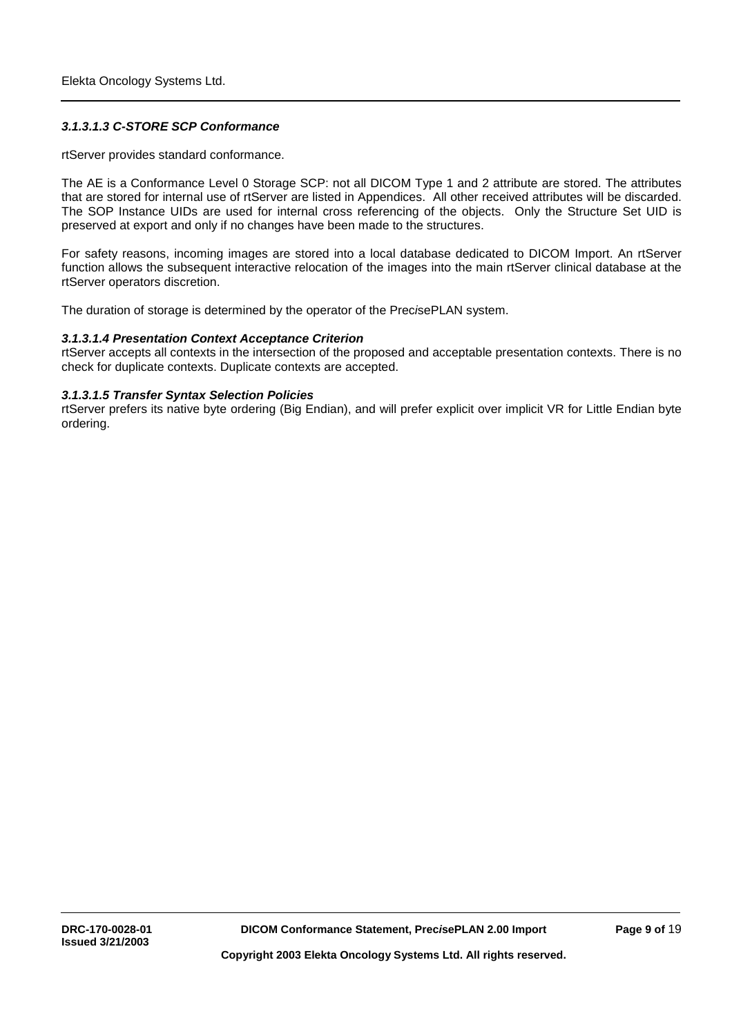#### *3.1.3.1.3 C-STORE SCP Conformance*

rtServer provides standard conformance.

The AE is a Conformance Level 0 Storage SCP: not all DICOM Type 1 and 2 attribute are stored. The attributes that are stored for internal use of rtServer are listed in Appendices. All other received attributes will be discarded. The SOP Instance UIDs are used for internal cross referencing of the objects. Only the Structure Set UID is preserved at export and only if no changes have been made to the structures.

For safety reasons, incoming images are stored into a local database dedicated to DICOM Import. An rtServer function allows the subsequent interactive relocation of the images into the main rtServer clinical database at the rtServer operators discretion.

The duration of storage is determined by the operator of the Prec*i*sePLAN system.

#### *3.1.3.1.4 Presentation Context Acceptance Criterion*

rtServer accepts all contexts in the intersection of the proposed and acceptable presentation contexts. There is no check for duplicate contexts. Duplicate contexts are accepted.

#### *3.1.3.1.5 Transfer Syntax Selection Policies*

rtServer prefers its native byte ordering (Big Endian), and will prefer explicit over implicit VR for Little Endian byte ordering.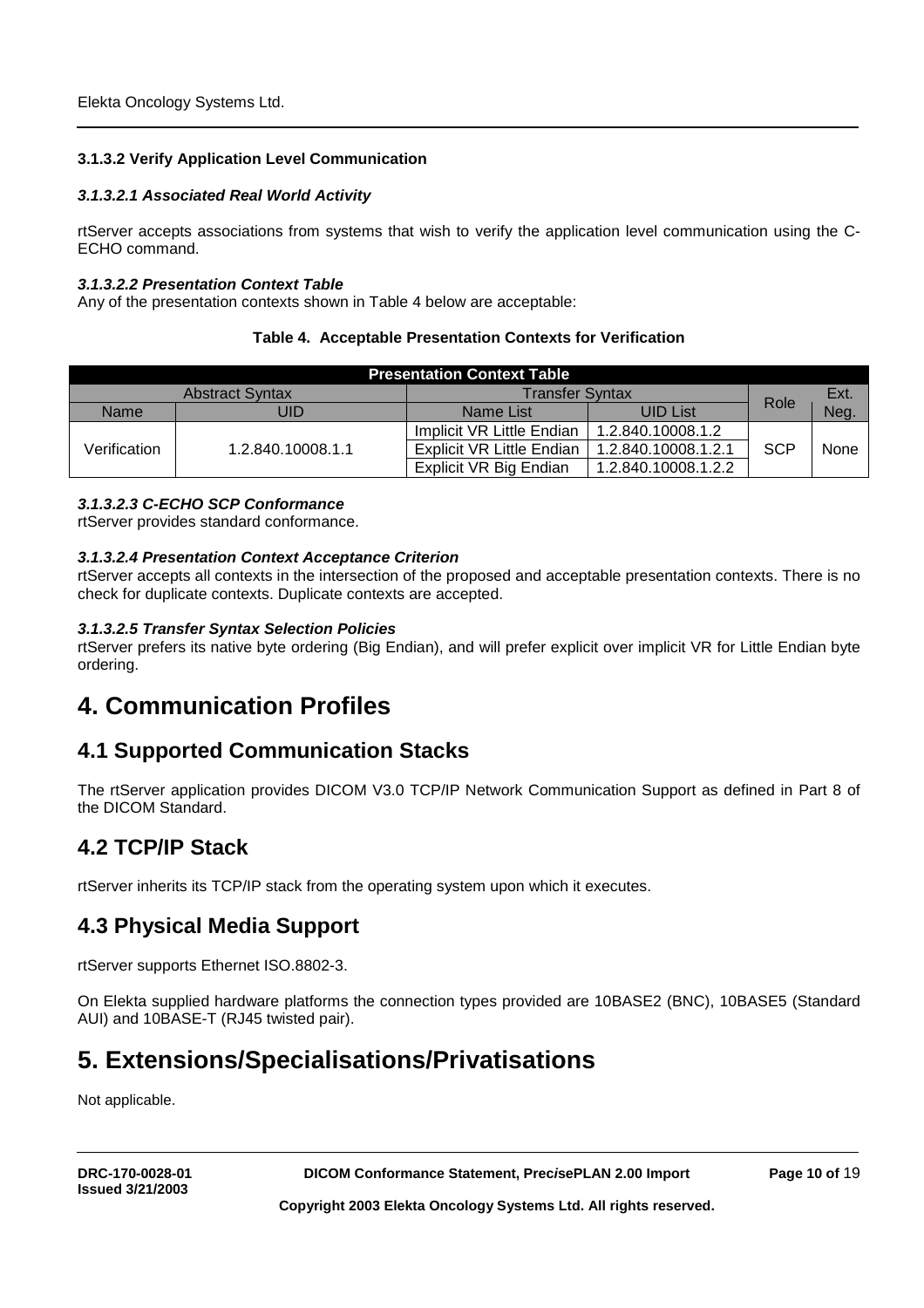#### 3.1.3.2 Verify Application Level Communication

##### *3.1.3.2.1 Associated Real World Activity*

rtServer accepts associations from systems that wish to verify the application level communication using the C-ECHO command.

##### *3.1.3.2.2 Presentation Context Table*

Any of the presentation contexts shown in Table 4 below are acceptable:

**Table 4. Acceptable Presentation Contexts for Verification**

| Presentation Context Table | | | | | |
|---|---|---|---|---|---|
| Abstract Syntax | | Transfer Syntax | | Role | Ext. Neg. |
| Name | UID | Name List | UID List | | |
| Verification | 1.2.840.10008.1.1 | Implicit VR Little Endian | 1.2.840.10008.1.2 | SCP | None |
| | | Explicit VR Little Endian | 1.2.840.10008.1.2.1 | | |
| | | Explicit VR Big Endian | 1.2.840.10008.1.2.2 | | |

##### *3.1.3.2.3 C-ECHO SCP Conformance*

rtServer provides standard conformance.

##### *3.1.3.2.4 Presentation Context Acceptance Criterion*

rtServer accepts all contexts in the intersection of the proposed and acceptable presentation contexts. There is no check for duplicate contexts. Duplicate contexts are accepted.

##### *3.1.3.2.5 Transfer Syntax Selection Policies*

rtServer prefers its native byte ordering (Big Endian), and will prefer explicit over implicit VR for Little Endian byte ordering.

# 4. Communication Profiles

## 4.1 Supported Communication Stacks

The rtServer application provides DICOM V3.0 TCP/IP Network Communication Support as defined in Part 8 of the DICOM Standard.

## 4.2 TCP/IP Stack

rtServer inherits its TCP/IP stack from the operating system upon which it executes.

## 4.3 Physical Media Support

rtServer supports Ethernet ISO.8802-3.

On Elekta supplied hardware platforms the connection types provided are 10BASE2 (BNC), 10BASE5 (Standard AUI) and 10BASE-T (RJ45 twisted pair).

# 5. Extensions/Specialisations/Privatisations

Not applicable.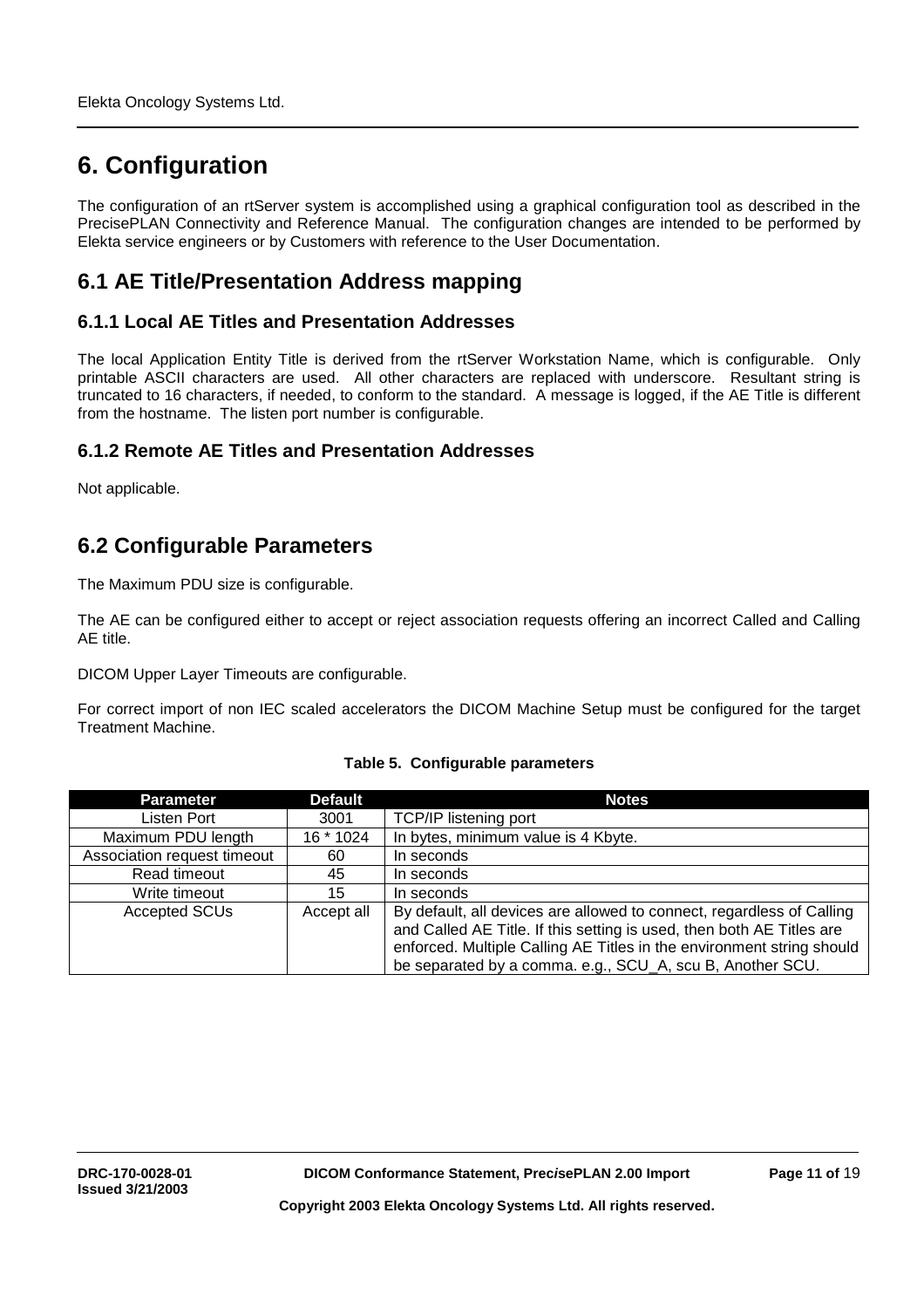# 6. Configuration

The configuration of an rtServer system is accomplished using a graphical configuration tool as described in the PrecisePLAN Connectivity and Reference Manual. The configuration changes are intended to be performed by Elekta service engineers or by Customers with reference to the User Documentation.

## 6.1 AE Title/Presentation Address mapping

### 6.1.1 Local AE Titles and Presentation Addresses

The local Application Entity Title is derived from the rtServer Workstation Name, which is configurable. Only printable ASCII characters are used. All other characters are replaced with underscore. Resultant string is truncated to 16 characters, if needed, to conform to the standard. A message is logged, if the AE Title is different from the hostname. The listen port number is configurable.

### 6.1.2 Remote AE Titles and Presentation Addresses

Not applicable.

## 6.2 Configurable Parameters

The Maximum PDU size is configurable.

The AE can be configured either to accept or reject association requests offering an incorrect Called and Calling AE title.

DICOM Upper Layer Timeouts are configurable.

For correct import of non IEC scaled accelerators the DICOM Machine Setup must be configured for the target Treatment Machine.

**Table 5. Configurable parameters**

| Parameter | Default | Notes |
|---|---|---|
| Listen Port | 3001 | TCP/IP listening port |
| Maximum PDU length | 16 * 1024 | In bytes, minimum value is 4 Kbyte. |
| Association request timeout | 60 | In seconds |
| Read timeout | 45 | In seconds |
| Write timeout | 15 | In seconds |
| Accepted SCUs | Accept all | By default, all devices are allowed to connect, regardless of Calling and Called AE Title. If this setting is used, then both AE Titles are enforced. Multiple Calling AE Titles in the environment string should be separated by a comma. e.g., SCU_A, scu B, Another SCU. |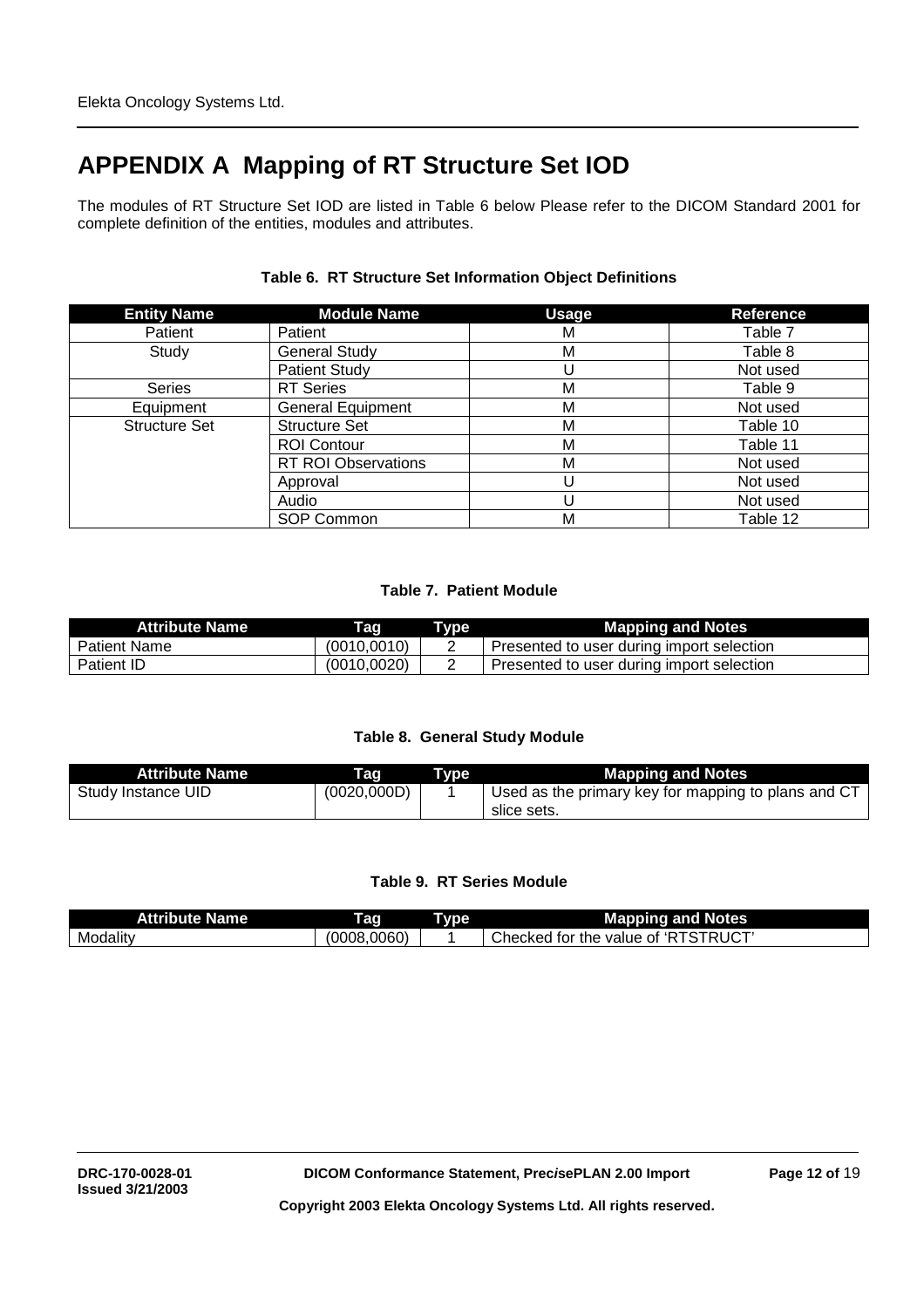# APPENDIX A  Mapping of RT Structure Set IOD

The modules of RT Structure Set IOD are listed in Table 6 below Please refer to the DICOM Standard 2001 for complete definition of the entities, modules and attributes.

**Table 6.  RT Structure Set Information Object Definitions**

| Entity Name | Module Name | Usage | Reference |
|---|---|---|---|
| Patient | Patient | M | Table 7 |
| Study | General Study | M | Table 8 |
| | Patient Study | U | Not used |
| Series | RT Series | M | Table 9 |
| Equipment | General Equipment | M | Not used |
| Structure Set | Structure Set | M | Table 10 |
| | ROI Contour | M | Table 11 |
| | RT ROI Observations | M | Not used |
| | Approval | U | Not used |
| | Audio | U | Not used |
| | SOP Common | M | Table 12 |

**Table 7.  Patient Module**

| Attribute Name | Tag | Type | Mapping and Notes |
|---|---|---|---|
| Patient Name | (0010,0010) | 2 | Presented to user during import selection |
| Patient ID | (0010,0020) | 2 | Presented to user during import selection |

**Table 8.  General Study Module**

| Attribute Name | Tag | Type | Mapping and Notes |
|---|---|---|---|
| Study Instance UID | (0020,000D) | 1 | Used as the primary key for mapping to plans and CT slice sets. |

**Table 9.  RT Series Module**

| Attribute Name | Tag | Type | Mapping and Notes |
|---|---|---|---|
| Modality | (0008,0060) | 1 | Checked for the value of 'RTSTRUCT' |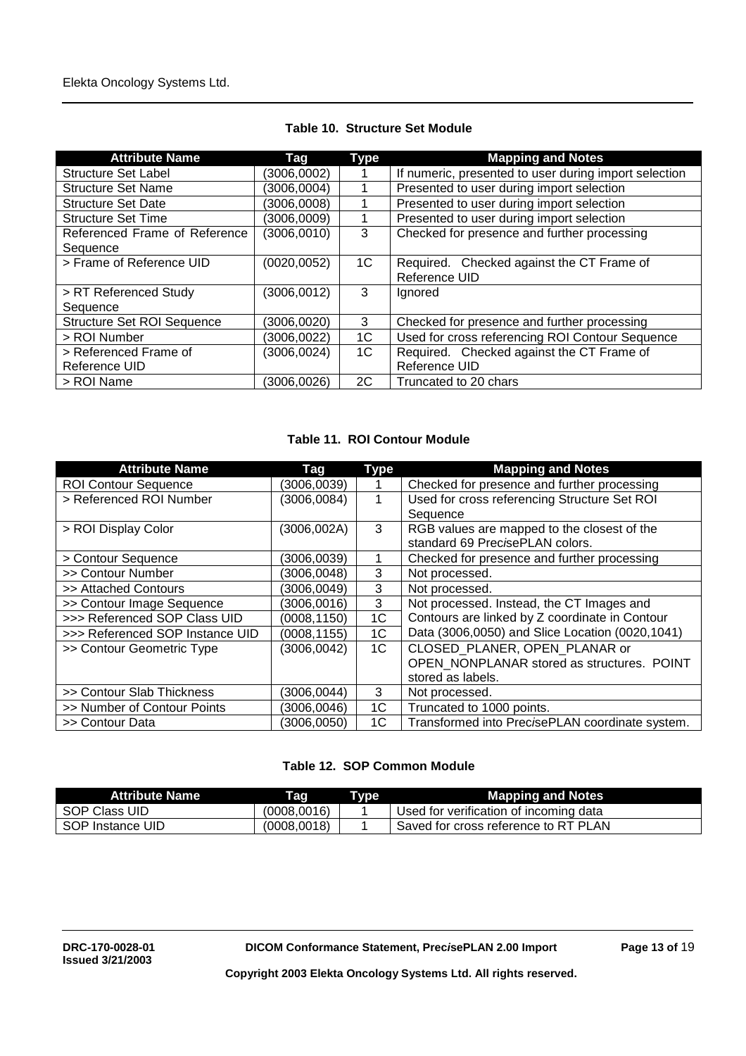**Table 10. Structure Set Module**

| Attribute Name | Tag | Type | Mapping and Notes |
|---|---|---|---|
| Structure Set Label | (3006,0002) | 1 | If numeric, presented to user during import selection |
| Structure Set Name | (3006,0004) | 1 | Presented to user during import selection |
| Structure Set Date | (3006,0008) | 1 | Presented to user during import selection |
| Structure Set Time | (3006,0009) | 1 | Presented to user during import selection |
| Referenced Frame of Reference Sequence | (3006,0010) | 3 | Checked for presence and further processing |
| > Frame of Reference UID | (0020,0052) | 1C | Required. Checked against the CT Frame of Reference UID |
| > RT Referenced Study Sequence | (3006,0012) | 3 | Ignored |
| Structure Set ROI Sequence | (3006,0020) | 3 | Checked for presence and further processing |
| > ROI Number | (3006,0022) | 1C | Used for cross referencing ROI Contour Sequence |
| > Referenced Frame of Reference UID | (3006,0024) | 1C | Required. Checked against the CT Frame of Reference UID |
| > ROI Name | (3006,0026) | 2C | Truncated to 20 chars |

**Table 11. ROI Contour Module**

| Attribute Name | Tag | Type | Mapping and Notes |
|---|---|---|---|
| ROI Contour Sequence | (3006,0039) | 1 | Checked for presence and further processing |
| > Referenced ROI Number | (3006,0084) | 1 | Used for cross referencing Structure Set ROI Sequence |
| > ROI Display Color | (3006,002A) | 3 | RGB values are mapped to the closest of the standard 69 Prec*ise*PLAN colors. |
| > Contour Sequence | (3006,0039) | 1 | Checked for presence and further processing |
| >> Contour Number | (3006,0048) | 3 | Not processed. |
| >> Attached Contours | (3006,0049) | 3 | Not processed. |
| >> Contour Image Sequence | (3006,0016) | 3 | Not processed. Instead, the CT Images and Contours are linked by Z coordinate in Contour Data (3006,0050) and Slice Location (0020,1041) |
| >>> Referenced SOP Class UID | (0008,1150) | 1C | |
| >>> Referenced SOP Instance UID | (0008,1155) | 1C | |
| >> Contour Geometric Type | (3006,0042) | 1C | CLOSED_PLANER, OPEN_PLANAR or OPEN_NONPLANAR stored as structures. POINT stored as labels. |
| >> Contour Slab Thickness | (3006,0044) | 3 | Not processed. |
| >> Number of Contour Points | (3006,0046) | 1C | Truncated to 1000 points. |
| >> Contour Data | (3006,0050) | 1C | Transformed into Prec*ise*PLAN coordinate system. |

**Table 12. SOP Common Module**

| Attribute Name | Tag | Type | Mapping and Notes |
|---|---|---|---|
| SOP Class UID | (0008,0016) | 1 | Used for verification of incoming data |
| SOP Instance UID | (0008,0018) | 1 | Saved for cross reference to RT PLAN |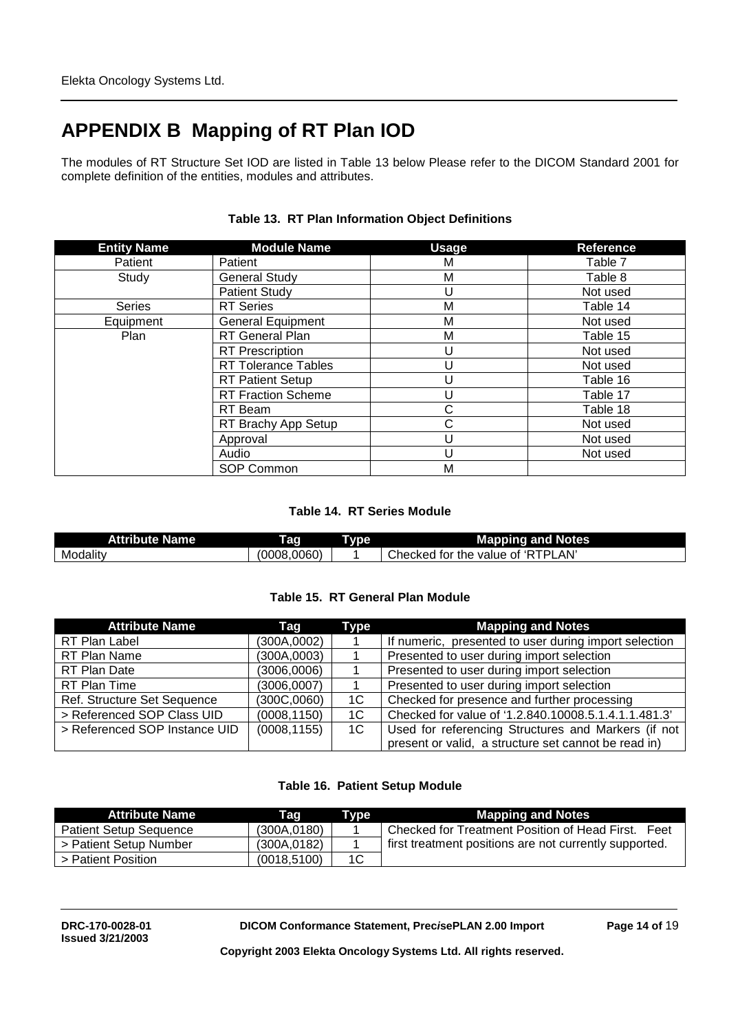# APPENDIX B Mapping of RT Plan IOD

The modules of RT Structure Set IOD are listed in Table 13 below Please refer to the DICOM Standard 2001 for complete definition of the entities, modules and attributes.

**Table 13. RT Plan Information Object Definitions**

| Entity Name | Module Name | Usage | Reference |
|---|---|---|---|
| Patient | Patient | M | Table 7 |
| Study | General Study | M | Table 8 |
| | Patient Study | U | Not used |
| Series | RT Series | M | Table 14 |
| Equipment | General Equipment | M | Not used |
| Plan | RT General Plan | M | Table 15 |
| | RT Prescription | U | Not used |
| | RT Tolerance Tables | U | Not used |
| | RT Patient Setup | U | Table 16 |
| | RT Fraction Scheme | U | Table 17 |
| | RT Beam | C | Table 18 |
| | RT Brachy App Setup | C | Not used |
| | Approval | U | Not used |
| | Audio | U | Not used |
| | SOP Common | M | |

**Table 14. RT Series Module**

| Attribute Name | Tag | Type | Mapping and Notes |
|---|---|---|---|
| Modality | (0008,0060) | 1 | Checked for the value of 'RTPLAN' |

**Table 15. RT General Plan Module**

| Attribute Name | Tag | Type | Mapping and Notes |
|---|---|---|---|
| RT Plan Label | (300A,0002) | 1 | If numeric, presented to user during import selection |
| RT Plan Name | (300A,0003) | 1 | Presented to user during import selection |
| RT Plan Date | (3006,0006) | 1 | Presented to user during import selection |
| RT Plan Time | (3006,0007) | 1 | Presented to user during import selection |
| Ref. Structure Set Sequence | (300C,0060) | 1C | Checked for presence and further processing |
| > Referenced SOP Class UID | (0008,1150) | 1C | Checked for value of '1.2.840.10008.5.1.4.1.1.481.3' |
| > Referenced SOP Instance UID | (0008,1155) | 1C | Used for referencing Structures and Markers (if not present or valid, a structure set cannot be read in) |

**Table 16. Patient Setup Module**

| Attribute Name | Tag | Type | Mapping and Notes |
|---|---|---|---|
| Patient Setup Sequence | (300A,0180) | 1 | Checked for Treatment Position of Head First. Feet first treatment positions are not currently supported. |
| > Patient Setup Number | (300A,0182) | 1 | |
| > Patient Position | (0018,5100) | 1C | |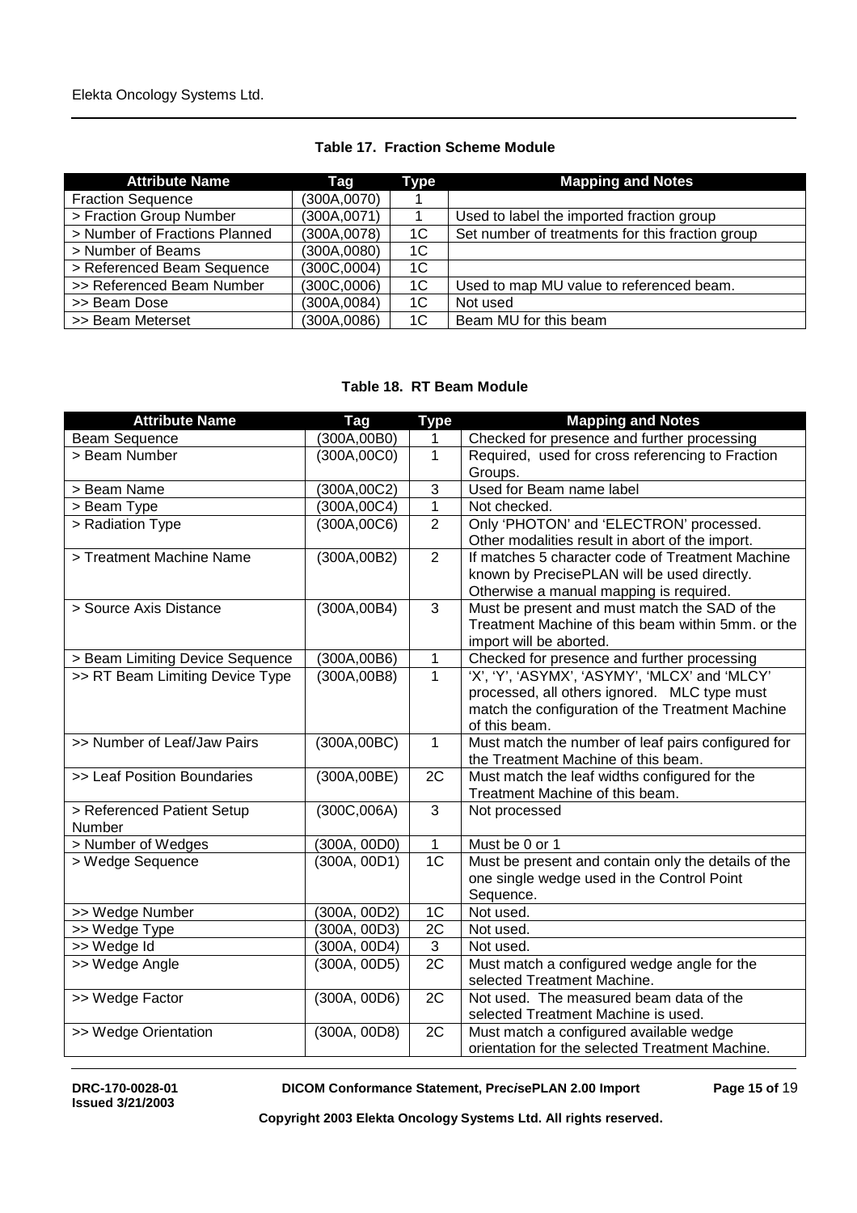**Table 17. Fraction Scheme Module**

| Attribute Name | Tag | Type | Mapping and Notes |
|---|---|---|---|
| Fraction Sequence | (300A,0070) | 1 | |
| > Fraction Group Number | (300A,0071) | 1 | Used to label the imported fraction group |
| > Number of Fractions Planned | (300A,0078) | 1C | Set number of treatments for this fraction group |
| > Number of Beams | (300A,0080) | 1C | |
| > Referenced Beam Sequence | (300C,0004) | 1C | |
| >> Referenced Beam Number | (300C,0006) | 1C | Used to map MU value to referenced beam. |
| >> Beam Dose | (300A,0084) | 1C | Not used |
| >> Beam Meterset | (300A,0086) | 1C | Beam MU for this beam |

**Table 18. RT Beam Module**

| Attribute Name | Tag | Type | Mapping and Notes |
|---|---|---|---|
| Beam Sequence | (300A,00B0) | 1 | Checked for presence and further processing |
| > Beam Number | (300A,00C0) | 1 | Required, used for cross referencing to Fraction Groups. |
| > Beam Name | (300A,00C2) | 3 | Used for Beam name label |
| > Beam Type | (300A,00C4) | 1 | Not checked. |
| > Radiation Type | (300A,00C6) | 2 | Only 'PHOTON' and 'ELECTRON' processed. Other modalities result in abort of the import. |
| > Treatment Machine Name | (300A,00B2) | 2 | If matches 5 character code of Treatment Machine known by PrecisePLAN will be used directly. Otherwise a manual mapping is required. |
| > Source Axis Distance | (300A,00B4) | 3 | Must be present and must match the SAD of the Treatment Machine of this beam within 5mm. or the import will be aborted. |
| > Beam Limiting Device Sequence | (300A,00B6) | 1 | Checked for presence and further processing |
| >> RT Beam Limiting Device Type | (300A,00B8) | 1 | 'X', 'Y', 'ASYMX', 'ASYMY', 'MLCX' and 'MLCY' processed, all others ignored. MLC type must match the configuration of the Treatment Machine of this beam. |
| >> Number of Leaf/Jaw Pairs | (300A,00BC) | 1 | Must match the number of leaf pairs configured for the Treatment Machine of this beam. |
| >> Leaf Position Boundaries | (300A,00BE) | 2C | Must match the leaf widths configured for the Treatment Machine of this beam. |
| > Referenced Patient Setup Number | (300C,006A) | 3 | Not processed |
| > Number of Wedges | (300A, 00D0) | 1 | Must be 0 or 1 |
| > Wedge Sequence | (300A, 00D1) | 1C | Must be present and contain only the details of the one single wedge used in the Control Point Sequence. |
| >> Wedge Number | (300A, 00D2) | 1C | Not used. |
| >> Wedge Type | (300A, 00D3) | 2C | Not used. |
| >> Wedge Id | (300A, 00D4) | 3 | Not used. |
| >> Wedge Angle | (300A, 00D5) | 2C | Must match a configured wedge angle for the selected Treatment Machine. |
| >> Wedge Factor | (300A, 00D6) | 2C | Not used. The measured beam data of the selected Treatment Machine is used. |
| >> Wedge Orientation | (300A, 00D8) | 2C | Must match a configured available wedge orientation for the selected Treatment Machine. |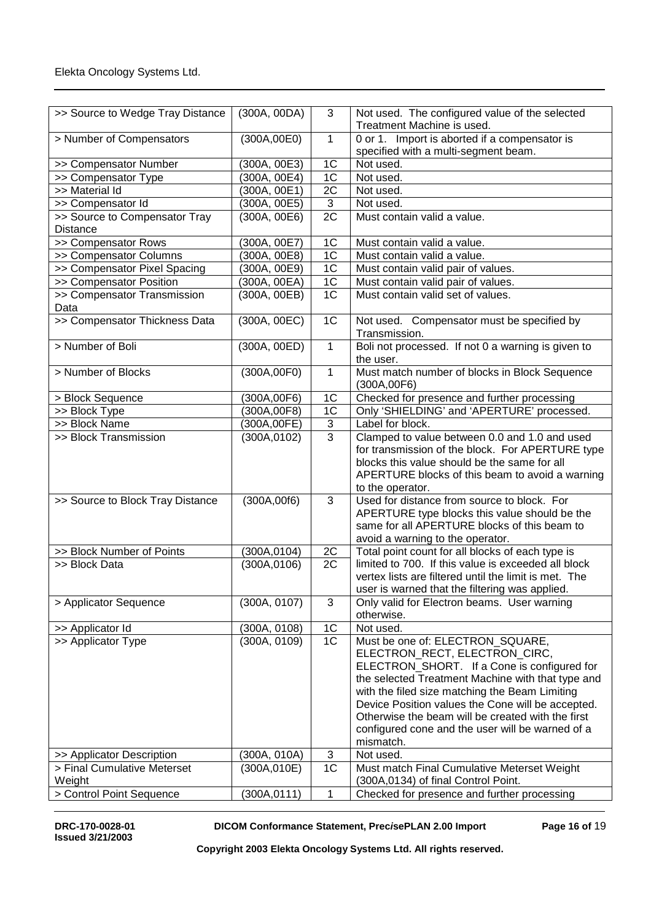| >> Source to Wedge Tray Distance | (300A, 00DA) | 3 | Not used. The configured value of the selected Treatment Machine is used. |
|---|---|---|---|
| > Number of Compensators | (300A,00E0) | 1 | 0 or 1. Import is aborted if a compensator is specified with a multi-segment beam. |
| >> Compensator Number | (300A, 00E3) | 1C | Not used. |
| >> Compensator Type | (300A, 00E4) | 1C | Not used. |
| >> Material Id | (300A, 00E1) | 2C | Not used. |
| >> Compensator Id | (300A, 00E5) | 3 | Not used. |
| >> Source to Compensator Tray Distance | (300A, 00E6) | 2C | Must contain valid a value. |
| >> Compensator Rows | (300A, 00E7) | 1C | Must contain valid a value. |
| >> Compensator Columns | (300A, 00E8) | 1C | Must contain valid a value. |
| >> Compensator Pixel Spacing | (300A, 00E9) | 1C | Must contain valid pair of values. |
| >> Compensator Position | (300A, 00EA) | 1C | Must contain valid pair of values. |
| >> Compensator Transmission Data | (300A, 00EB) | 1C | Must contain valid set of values. |
| >> Compensator Thickness Data | (300A, 00EC) | 1C | Not used. Compensator must be specified by Transmission. |
| > Number of Boli | (300A, 00ED) | 1 | Boli not processed. If not 0 a warning is given to the user. |
| > Number of Blocks | (300A,00F0) | 1 | Must match number of blocks in Block Sequence (300A,00F6) |
| > Block Sequence | (300A,00F6) | 1C | Checked for presence and further processing |
| >> Block Type | (300A,00F8) | 1C | Only 'SHIELDING' and 'APERTURE' processed. |
| >> Block Name | (300A,00FE) | 3 | Label for block. |
| >> Block Transmission | (300A,0102) | 3 | Clamped to value between 0.0 and 1.0 and used for transmission of the block. For APERTURE type blocks this value should be the same for all APERTURE blocks of this beam to avoid a warning to the operator. |
| >> Source to Block Tray Distance | (300A,00f6) | 3 | Used for distance from source to block. For APERTURE type blocks this value should be the same for all APERTURE blocks of this beam to avoid a warning to the operator. |
| >> Block Number of Points | (300A,0104) | 2C | Total point count for all blocks of each type is limited to 700. If this value is exceeded all block vertex lists are filtered until the limit is met. The user is warned that the filtering was applied. |
| >> Block Data | (300A,0106) | 2C | |
| > Applicator Sequence | (300A, 0107) | 3 | Only valid for Electron beams. User warning otherwise. |
| >> Applicator Id | (300A, 0108) | 1C | Not used. |
| >> Applicator Type | (300A, 0109) | 1C | Must be one of: ELECTRON_SQUARE, ELECTRON_RECT, ELECTRON_CIRC, ELECTRON_SHORT. If a Cone is configured for the selected Treatment Machine with that type and with the filed size matching the Beam Limiting Device Position values the Cone will be accepted. Otherwise the beam will be created with the first configured cone and the user will be warned of a mismatch. |
| >> Applicator Description | (300A, 010A) | 3 | Not used. |
| > Final Cumulative Meterset Weight | (300A,010E) | 1C | Must match Final Cumulative Meterset Weight (300A,0134) of final Control Point. |
| > Control Point Sequence | (300A,0111) | 1 | Checked for presence and further processing |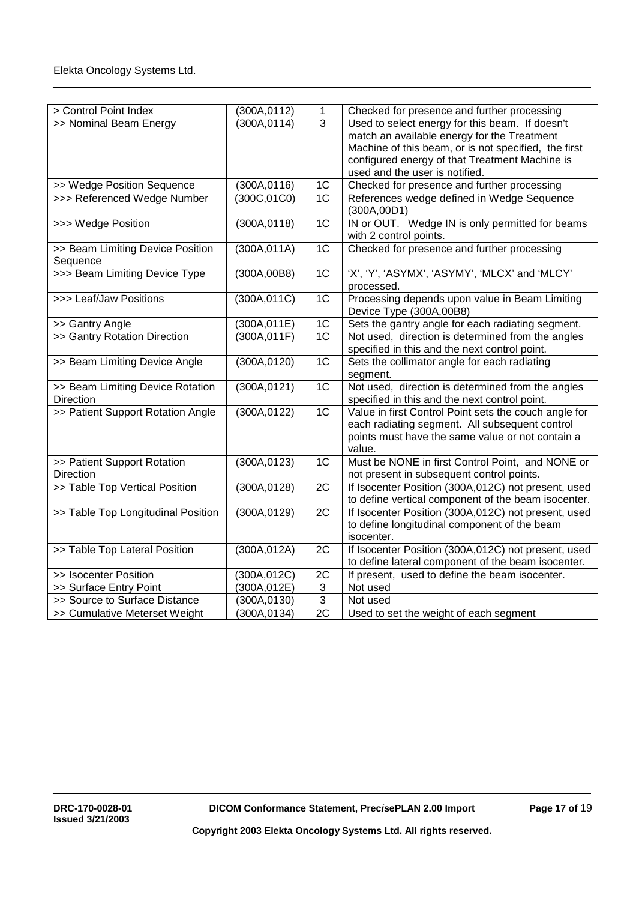| > Control Point Index | (300A,0112) | 1 | Checked for presence and further processing |
|---|---|---|---|
| >> Nominal Beam Energy | (300A,0114) | 3 | Used to select energy for this beam. If doesn't match an available energy for the Treatment Machine of this beam, or is not specified, the first configured energy of that Treatment Machine is used and the user is notified. |
| >> Wedge Position Sequence | (300A,0116) | 1C | Checked for presence and further processing |
| >>> Referenced Wedge Number | (300C,01C0) | 1C | References wedge defined in Wedge Sequence (300A,00D1) |
| >>> Wedge Position | (300A,0118) | 1C | IN or OUT. Wedge IN is only permitted for beams with 2 control points. |
| >> Beam Limiting Device Position Sequence | (300A,011A) | 1C | Checked for presence and further processing |
| >>> Beam Limiting Device Type | (300A,00B8) | 1C | 'X', 'Y', 'ASYMX', 'ASYMY', 'MLCX' and 'MLCY' processed. |
| >>> Leaf/Jaw Positions | (300A,011C) | 1C | Processing depends upon value in Beam Limiting Device Type (300A,00B8) |
| >> Gantry Angle | (300A,011E) | 1C | Sets the gantry angle for each radiating segment. |
| >> Gantry Rotation Direction | (300A,011F) | 1C | Not used, direction is determined from the angles specified in this and the next control point. |
| >> Beam Limiting Device Angle | (300A,0120) | 1C | Sets the collimator angle for each radiating segment. |
| >> Beam Limiting Device Rotation Direction | (300A,0121) | 1C | Not used, direction is determined from the angles specified in this and the next control point. |
| >> Patient Support Rotation Angle | (300A,0122) | 1C | Value in first Control Point sets the couch angle for each radiating segment. All subsequent control points must have the same value or not contain a value. |
| >> Patient Support Rotation Direction | (300A,0123) | 1C | Must be NONE in first Control Point, and NONE or not present in subsequent control points. |
| >> Table Top Vertical Position | (300A,0128) | 2C | If Isocenter Position (300A,012C) not present, used to define vertical component of the beam isocenter. |
| >> Table Top Longitudinal Position | (300A,0129) | 2C | If Isocenter Position (300A,012C) not present, used to define longitudinal component of the beam isocenter. |
| >> Table Top Lateral Position | (300A,012A) | 2C | If Isocenter Position (300A,012C) not present, used to define lateral component of the beam isocenter. |
| >> Isocenter Position | (300A,012C) | 2C | If present, used to define the beam isocenter. |
| >> Surface Entry Point | (300A,012E) | 3 | Not used |
| >> Source to Surface Distance | (300A,0130) | 3 | Not used |
| >> Cumulative Meterset Weight | (300A,0134) | 2C | Used to set the weight of each segment |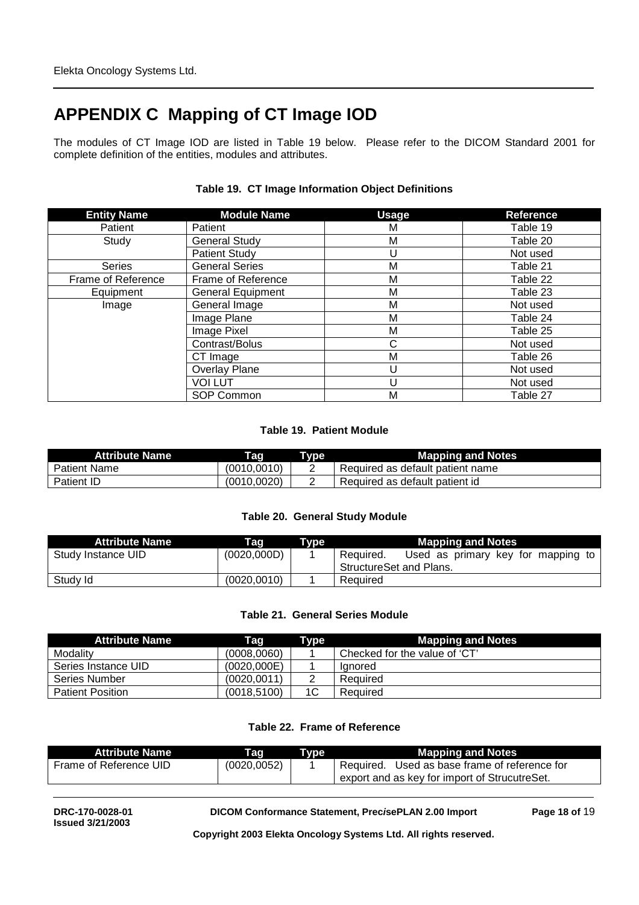# APPENDIX C Mapping of CT Image IOD

The modules of CT Image IOD are listed in Table 19 below. Please refer to the DICOM Standard 2001 for complete definition of the entities, modules and attributes.

**Table 19. CT Image Information Object Definitions**

| Entity Name | Module Name | Usage | Reference |
|---|---|---|---|
| Patient | Patient | M | Table 19 |
| Study | General Study | M | Table 20 |
| | Patient Study | U | Not used |
| Series | General Series | M | Table 21 |
| Frame of Reference | Frame of Reference | M | Table 22 |
| Equipment | General Equipment | M | Table 23 |
| Image | General Image | M | Not used |
| | Image Plane | M | Table 24 |
| | Image Pixel | M | Table 25 |
| | Contrast/Bolus | C | Not used |
| | CT Image | M | Table 26 |
| | Overlay Plane | U | Not used |
| | VOI LUT | U | Not used |
| | SOP Common | M | Table 27 |

**Table 19. Patient Module**

| Attribute Name | Tag | Type | Mapping and Notes |
|---|---|---|---|
| Patient Name | (0010,0010) | 2 | Required as default patient name |
| Patient ID | (0010,0020) | 2 | Required as default patient id |

**Table 20. General Study Module**

| Attribute Name | Tag | Type | Mapping and Notes |
|---|---|---|---|
| Study Instance UID | (0020,000D) | 1 | Required. Used as primary key for mapping to StructureSet and Plans. |
| Study Id | (0020,0010) | 1 | Required |

**Table 21. General Series Module**

| Attribute Name | Tag | Type | Mapping and Notes |
|---|---|---|---|
| Modality | (0008,0060) | 1 | Checked for the value of 'CT' |
| Series Instance UID | (0020,000E) | 1 | Ignored |
| Series Number | (0020,0011) | 2 | Required |
| Patient Position | (0018,5100) | 1C | Required |

**Table 22. Frame of Reference**

| Attribute Name | Tag | Type | Mapping and Notes |
|---|---|---|---|
| Frame of Reference UID | (0020,0052) | 1 | Required. Used as base frame of reference for export and as key for import of StrucutreSet. |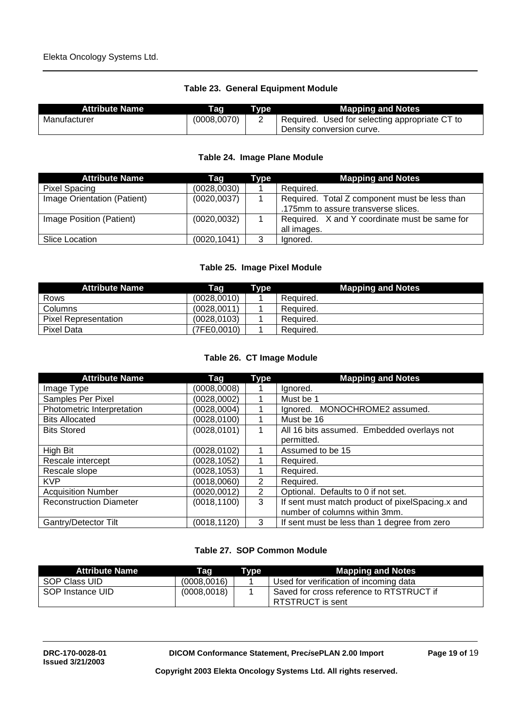**Table 23. General Equipment Module**

| Attribute Name | Tag | Type | Mapping and Notes |
|---|---|---|---|
| Manufacturer | (0008,0070) | 2 | Required. Used for selecting appropriate CT to Density conversion curve. |

**Table 24. Image Plane Module**

| Attribute Name | Tag | Type | Mapping and Notes |
|---|---|---|---|
| Pixel Spacing | (0028,0030) | 1 | Required. |
| Image Orientation (Patient) | (0020,0037) | 1 | Required. Total Z component must be less than .175mm to assure transverse slices. |
| Image Position (Patient) | (0020,0032) | 1 | Required. X and Y coordinate must be same for all images. |
| Slice Location | (0020,1041) | 3 | Ignored. |

**Table 25. Image Pixel Module**

| Attribute Name | Tag | Type | Mapping and Notes |
|---|---|---|---|
| Rows | (0028,0010) | 1 | Required. |
| Columns | (0028,0011) | 1 | Required. |
| Pixel Representation | (0028,0103) | 1 | Required. |
| Pixel Data | (7FE0,0010) | 1 | Required. |

**Table 26. CT Image Module**

| Attribute Name | Tag | Type | Mapping and Notes |
|---|---|---|---|
| Image Type | (0008,0008) | 1 | Ignored. |
| Samples Per Pixel | (0028,0002) | 1 | Must be 1 |
| Photometric Interpretation | (0028,0004) | 1 | Ignored. MONOCHROME2 assumed. |
| Bits Allocated | (0028,0100) | 1 | Must be 16 |
| Bits Stored | (0028,0101) | 1 | All 16 bits assumed. Embedded overlays not permitted. |
| High Bit | (0028,0102) | 1 | Assumed to be 15 |
| Rescale intercept | (0028,1052) | 1 | Required. |
| Rescale slope | (0028,1053) | 1 | Required. |
| KVP | (0018,0060) | 2 | Required. |
| Acquisition Number | (0020,0012) | 2 | Optional. Defaults to 0 if not set. |
| Reconstruction Diameter | (0018,1100) | 3 | If sent must match product of pixelSpacing.x and number of columns within 3mm. |
| Gantry/Detector Tilt | (0018,1120) | 3 | If sent must be less than 1 degree from zero |

**Table 27. SOP Common Module**

| Attribute Name | Tag | Type | Mapping and Notes |
|---|---|---|---|
| SOP Class UID | (0008,0016) | 1 | Used for verification of incoming data |
| SOP Instance UID | (0008,0018) | 1 | Saved for cross reference to RTSTRUCT if RTSTRUCT is sent |